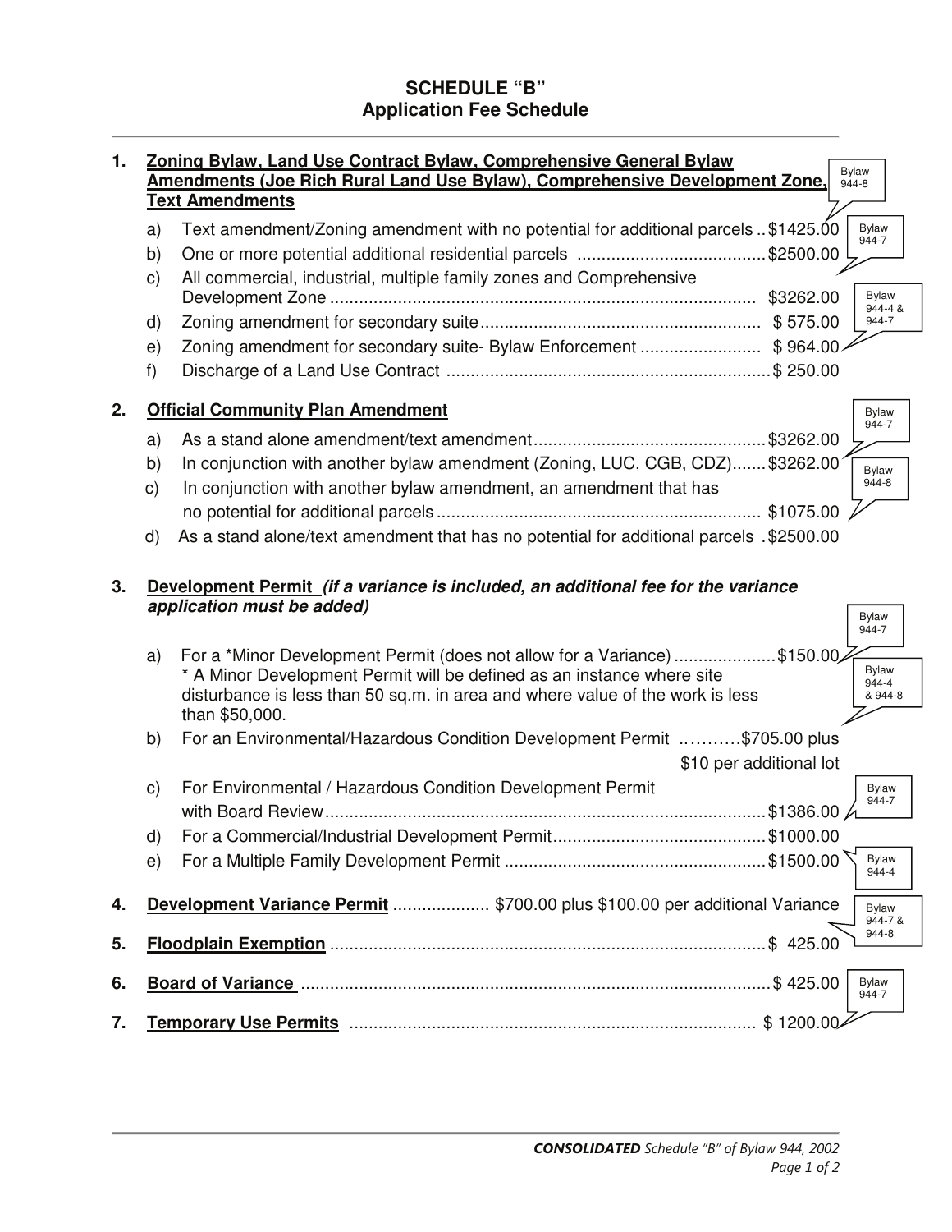# SCHEDULE "B"
## Application Fee Schedule

**1. Zoning Bylaw, Land Use Contract Bylaw, Comprehensive General Bylaw Amendments (Joe Rich Rural Land Use Bylaw), Comprehensive Development Zone, Text Amendments** (Bylaw 944-8)

a) Text amendment/Zoning amendment with no potential for additional parcels .. $1425.00 (Bylaw 944-7)

b) One or more potential additional residential parcels ....................................... $2500.00

c) All commercial, industrial, multiple family zones and Comprehensive Development Zone ........................................................................................ $3262.00 (Bylaw 944-4 & 944-7)

d) Zoning amendment for secondary suite.......................................................... $ 575.00

e) Zoning amendment for secondary suite- Bylaw Enforcement ......................... $ 964.00

f) Discharge of a Land Use Contract ................................................................... $ 250.00

**2. Official Community Plan Amendment** (Bylaw 944-7)

a) As a stand alone amendment/text amendment................................................ $3262.00

b) In conjunction with another bylaw amendment (Zoning, LUC, CGB, CDZ)....... $3262.00 (Bylaw 944-8)

c) In conjunction with another bylaw amendment, an amendment that has no potential for additional parcels ................................................................... $1075.00

d) As a stand alone/text amendment that has no potential for additional parcels . $2500.00

**3. Development Permit** ***(if a variance is included, an additional fee for the variance application must be added)*** (Bylaw 944-7)

a) For a *Minor Development Permit (does not allow for a Variance) ..................... $150.00 (Bylaw 944-4 & 944-8)
* A Minor Development Permit will be defined as an instance where site disturbance is less than 50 sq.m. in area and where value of the work is less than $50,000.

b) For an Environmental/Hazardous Condition Development Permit ..………$705.00 plus $10 per additional lot

c) For Environmental / Hazardous Condition Development Permit with Board Review........................................................................................... $1386.00 (Bylaw 944-7)

d) For a Commercial/Industrial Development Permit............................................ $1000.00

e) For a Multiple Family Development Permit ...................................................... $1500.00 (Bylaw 944-4)

**4. Development Variance Permit** .................... $700.00 plus $100.00 per additional Variance (Bylaw 944-7 & 944-8)

**5. Floodplain Exemption** .......................................................................................... $ 425.00

**6. Board of Variance** ................................................................................................. $ 425.00 (Bylaw 944-7)

**7. Temporary Use Permits** .................................................................................... $ 1200.00

***CONSOLIDATED*** *Schedule "B" of Bylaw 944, 2002*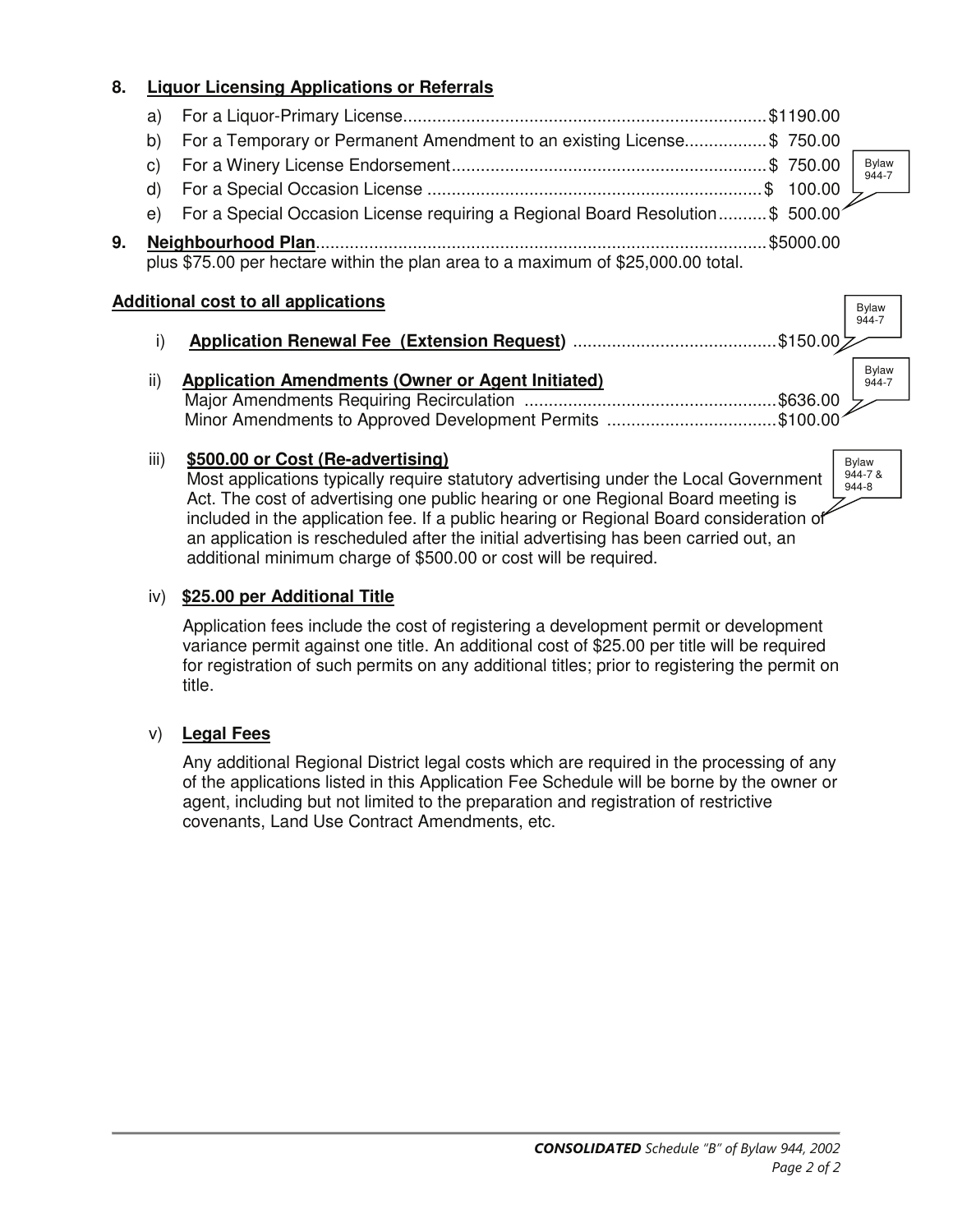**8. Liquor Licensing Applications or Referrals**

a) For a Liquor-Primary License..........................................................................$1190.00

b) For a Temporary or Permanent Amendment to an existing License.................$ 750.00

c) For a Winery License Endorsement.................................................................$ 750.00

d) For a Special Occasion License .....................................................................$ 100.00

e) For a Special Occasion License requiring a Regional Board Resolution..........$ 500.00

Bylaw 944-7

**9. Neighbourhood Plan**............................................................................................$5000.00

plus $75.00 per hectare within the plan area to a maximum of $25,000.00 total.

**Additional cost to all applications**

i) **Application Renewal Fee (Extension Request)** ..........................................$150.00

Bylaw 944-7

ii) **Application Amendments (Owner or Agent Initiated)**

Major Amendments Requiring Recirculation ...................................................$636.00

Minor Amendments to Approved Development Permits ...................................$100.00

Bylaw 944-7

iii) **$500.00 or Cost (Re-advertising)**

Most applications typically require statutory advertising under the Local Government Act. The cost of advertising one public hearing or one Regional Board meeting is included in the application fee. If a public hearing or Regional Board consideration of an application is rescheduled after the initial advertising has been carried out, an additional minimum charge of $500.00 or cost will be required.

Bylaw 944-7 & 944-8

iv) **$25.00 per Additional Title**

Application fees include the cost of registering a development permit or development variance permit against one title. An additional cost of $25.00 per title will be required for registration of such permits on any additional titles; prior to registering the permit on title.

v) **Legal Fees**

Any additional Regional District legal costs which are required in the processing of any of the applications listed in this Application Fee Schedule will be borne by the owner or agent, including but not limited to the preparation and registration of restrictive covenants, Land Use Contract Amendments, etc.